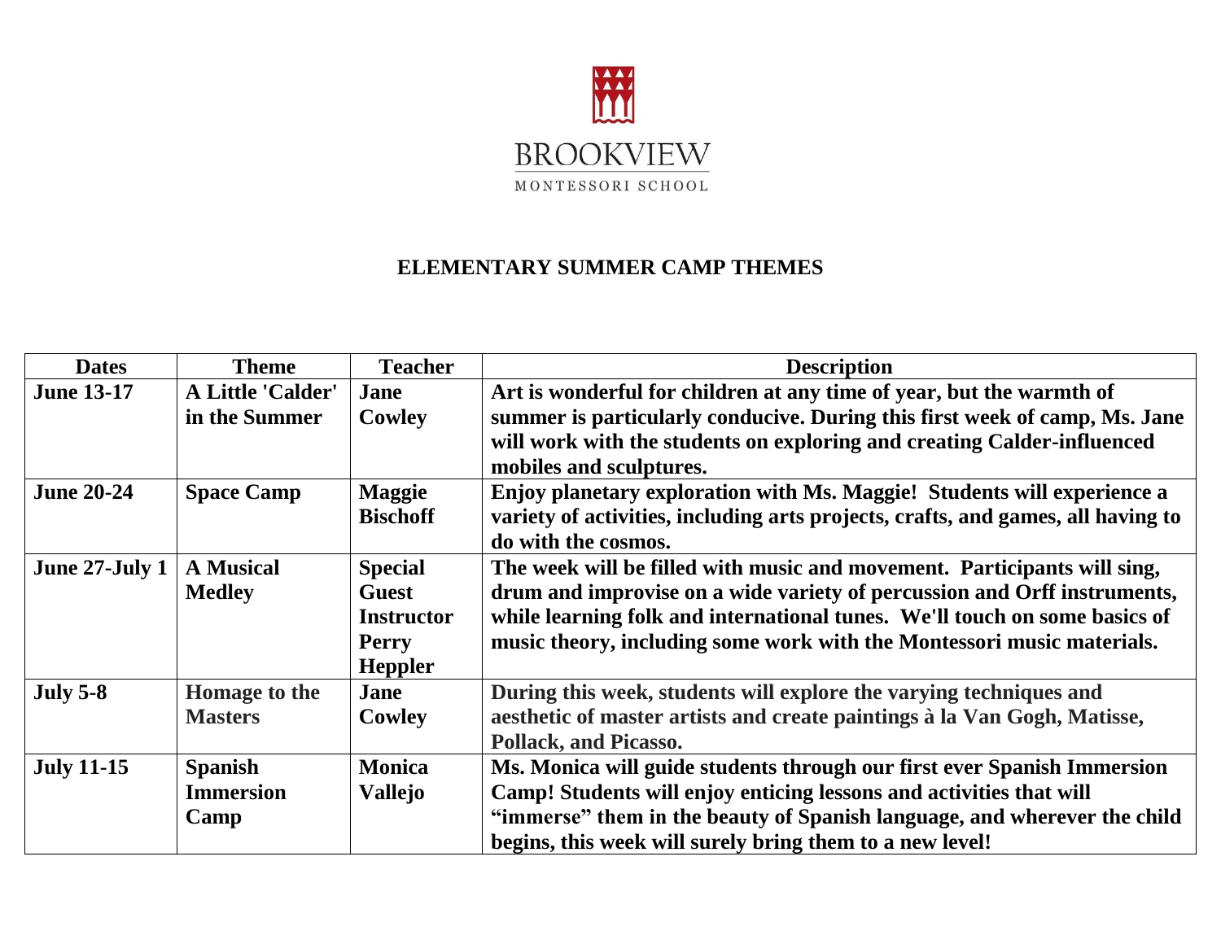BROOKVIEW

MONTESSORI SCHOOL

## ELEMENTARY SUMMER CAMP THEMES

| Dates | Theme | Teacher | Description |
|---|---|---|---|
| **June 13-17** | **A Little 'Calder' in the Summer** | **Jane Cowley** | **Art is wonderful for children at any time of year, but the warmth of summer is particularly conducive. During this first week of camp, Ms. Jane will work with the students on exploring and creating Calder-influenced mobiles and sculptures.** |
| **June 20-24** | **Space Camp** | **Maggie Bischoff** | **Enjoy planetary exploration with Ms. Maggie! Students will experience a variety of activities, including arts projects, crafts, and games, all having to do with the cosmos.** |
| **June 27-July 1** | **A Musical Medley** | **Special Guest Instructor Perry Heppler** | **The week will be filled with music and movement. Participants will sing, drum and improvise on a wide variety of percussion and Orff instruments, while learning folk and international tunes. We'll touch on some basics of music theory, including some work with the Montessori music materials.** |
| **July 5-8** | **Homage to the Masters** | **Jane Cowley** | **During this week, students will explore the varying techniques and aesthetic of master artists and create paintings à la Van Gogh, Matisse, Pollack, and Picasso.** |
| **July 11-15** | **Spanish Immersion Camp** | **Monica Vallejo** | **Ms. Monica will guide students through our first ever Spanish Immersion Camp! Students will enjoy enticing lessons and activities that will "immerse" them in the beauty of Spanish language, and wherever the child begins, this week will surely bring them to a new level!** |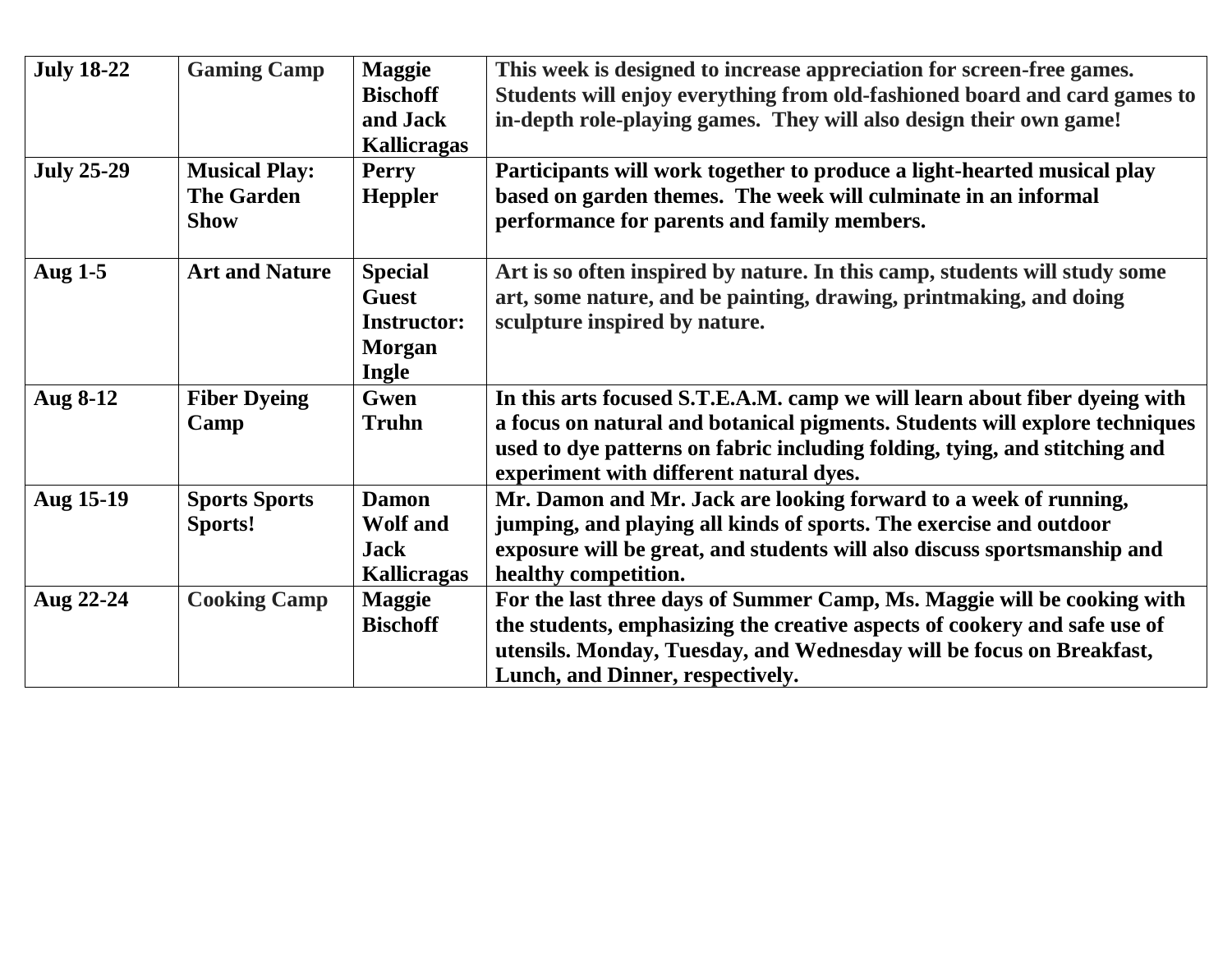| | | | |
|---|---|---|---|
| **July 18-22** | **Gaming Camp** | **Maggie Bischoff and Jack Kallicragas** | **This week is designed to increase appreciation for screen-free games. Students will enjoy everything from old-fashioned board and card games to in-depth role-playing games. They will also design their own game!** |
| **July 25-29** | **Musical Play: The Garden Show** | **Perry Heppler** | **Participants will work together to produce a light-hearted musical play based on garden themes. The week will culminate in an informal performance for parents and family members.** |
| **Aug 1-5** | **Art and Nature** | **Special Guest Instructor: Morgan Ingle** | **Art is so often inspired by nature. In this camp, students will study some art, some nature, and be painting, drawing, printmaking, and doing sculpture inspired by nature.** |
| **Aug 8-12** | **Fiber Dyeing Camp** | **Gwen Truhn** | **In this arts focused S.T.E.A.M. camp we will learn about fiber dyeing with a focus on natural and botanical pigments. Students will explore techniques used to dye patterns on fabric including folding, tying, and stitching and experiment with different natural dyes.** |
| **Aug 15-19** | **Sports Sports Sports!** | **Damon Wolf and Jack Kallicragas** | **Mr. Damon and Mr. Jack are looking forward to a week of running, jumping, and playing all kinds of sports. The exercise and outdoor exposure will be great, and students will also discuss sportsmanship and healthy competition.** |
| **Aug 22-24** | **Cooking Camp** | **Maggie Bischoff** | **For the last three days of Summer Camp, Ms. Maggie will be cooking with the students, emphasizing the creative aspects of cookery and safe use of utensils. Monday, Tuesday, and Wednesday will be focus on Breakfast, Lunch, and Dinner, respectively.** |